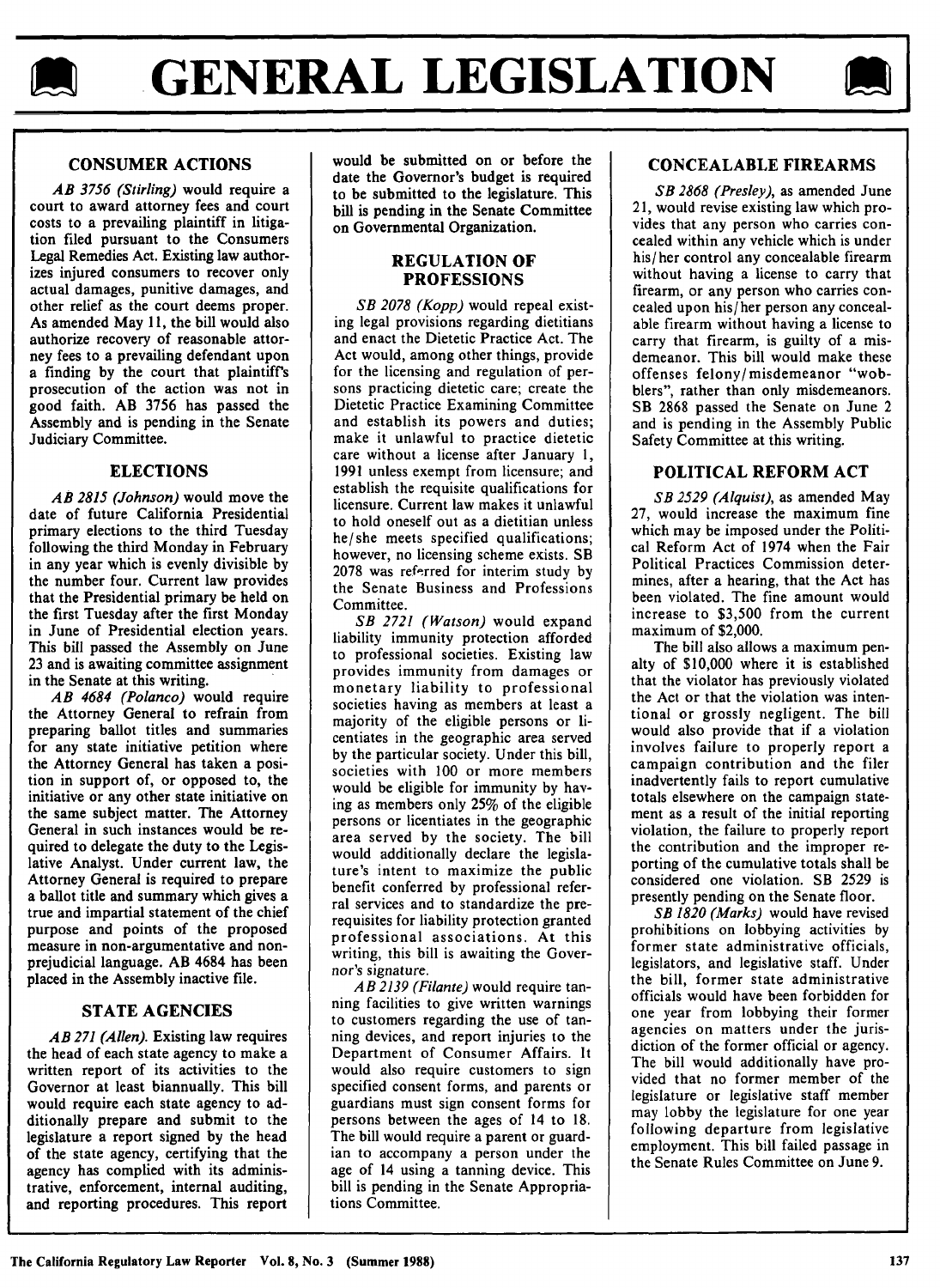# GENERAL LEGISLATION

## CONSUMER ACTIONS

*AB 3756 (Stirling)* would require a court to award attorney fees and court costs to a prevailing plaintiff in litigation filed pursuant to the Consumers Legal Remedies Act. Existing law authorizes injured consumers to recover only actual damages, punitive damages, and other relief as the court deems proper. As amended May 11, the bill would also authorize recovery of reasonable attorney fees to a prevailing defendant upon a finding by the court that plaintiff's prosecution of the action was not in good faith. AB 3756 has passed the Assembly and is pending in the Senate Judiciary Committee.

## ELECTIONS

*AB 2815 (Johnson)* would move the date of future California Presidential primary elections to the third Tuesday following the third Monday in February in any year which is evenly divisible by the number four. Current law provides that the Presidential primary be held on the first Tuesday after the first Monday in June of Presidential election years. This bill passed the Assembly on June 23 and is awaiting committee assignment in the Senate at this writing.

*AB 4684 (Polanco)* would require the Attorney General to refrain from preparing ballot titles and summaries for any state initiative petition where the Attorney General has taken a position in support of, or opposed to, the initiative or any other state initiative on the same subject matter. The Attorney General in such instances would be required to delegate the duty to the Legislative Analyst. Under current law, the Attorney General is required to prepare a ballot title and summary which gives a true and impartial statement of the chief purpose and points of the proposed measure in non-argumentative and non-prejudicial language. AB 4684 has been placed in the Assembly inactive file.

## STATE AGENCIES

*AB 271 (Allen).* Existing law requires the head of each state agency to make a written report of its activities to the Governor at least biannually. This bill would require each state agency to additionally prepare and submit to the legislature a report signed by the head of the state agency, certifying that the agency has complied with its administrative, enforcement, internal auditing, and reporting procedures. This report would be submitted on or before the date the Governor's budget is required to be submitted to the legislature. This bill is pending in the Senate Committee on Governmental Organization.

## REGULATION OF PROFESSIONS

*SB 2078 (Kopp)* would repeal existing legal provisions regarding dietitians and enact the Dietetic Practice Act. The Act would, among other things, provide for the licensing and regulation of persons practicing dietetic care; create the Dietetic Practice Examining Committee and establish its powers and duties; make it unlawful to practice dietetic care without a license after January 1, 1991 unless exempt from licensure; and establish the requisite qualifications for licensure. Current law makes it unlawful to hold oneself out as a dietitian unless he/she meets specified qualifications; however, no licensing scheme exists. SB 2078 was referred for interim study by the Senate Business and Professions Committee.

*SB 2721 (Watson)* would expand liability immunity protection afforded to professional societies. Existing law provides immunity from damages or monetary liability to professional societies having as members at least a majority of the eligible persons or licentiates in the geographic area served by the particular society. Under this bill, societies with 100 or more members would be eligible for immunity by having as members only 25% of the eligible persons or licentiates in the geographic area served by the society. The bill would additionally declare the legislature's intent to maximize the public benefit conferred by professional referral services and to standardize the prerequisites for liability protection granted professional associations. At this writing, this bill is awaiting the Governor's signature.

*AB 2139 (Filante)* would require tanning facilities to give written warnings to customers regarding the use of tanning devices, and report injuries to the Department of Consumer Affairs. It would also require customers to sign specified consent forms, and parents or guardians must sign consent forms for persons between the ages of 14 to 18. The bill would require a parent or guardian to accompany a person under the age of 14 using a tanning device. This bill is pending in the Senate Appropriations Committee.

## CONCEALABLE FIREARMS

*SB 2868 (Presley),* as amended June 21, would revise existing law which provides that any person who carries concealed within any vehicle which is under his/her control any concealable firearm without having a license to carry that firearm, or any person who carries concealed upon his/her person any concealable firearm without having a license to carry that firearm, is guilty of a misdemeanor. This bill would make these offenses felony/misdemeanor "wobblers", rather than only misdemeanors. SB 2868 passed the Senate on June 2 and is pending in the Assembly Public Safety Committee at this writing.

## POLITICAL REFORM ACT

*SB 2529 (Alquist),* as amended May 27, would increase the maximum fine which may be imposed under the Political Reform Act of 1974 when the Fair Political Practices Commission determines, after a hearing, that the Act has been violated. The fine amount would increase to $3,500 from the current maximum of $2,000.

The bill also allows a maximum penalty of $10,000 where it is established that the violator has previously violated the Act or that the violation was intentional or grossly negligent. The bill would also provide that if a violation involves failure to properly report a campaign contribution and the filer inadvertently fails to report cumulative totals elsewhere on the campaign statement as a result of the initial reporting violation, the failure to properly report the contribution and the improper reporting of the cumulative totals shall be considered one violation. SB 2529 is presently pending on the Senate floor.

*SB 1820 (Marks)* would have revised prohibitions on lobbying activities by former state administrative officials, legislators, and legislative staff. Under the bill, former state administrative officials would have been forbidden for one year from lobbying their former agencies on matters under the jurisdiction of the former official or agency. The bill would additionally have provided that no former member of the legislature or legislative staff member may lobby the legislature for one year following departure from legislative employment. This bill failed passage in the Senate Rules Committee on June 9.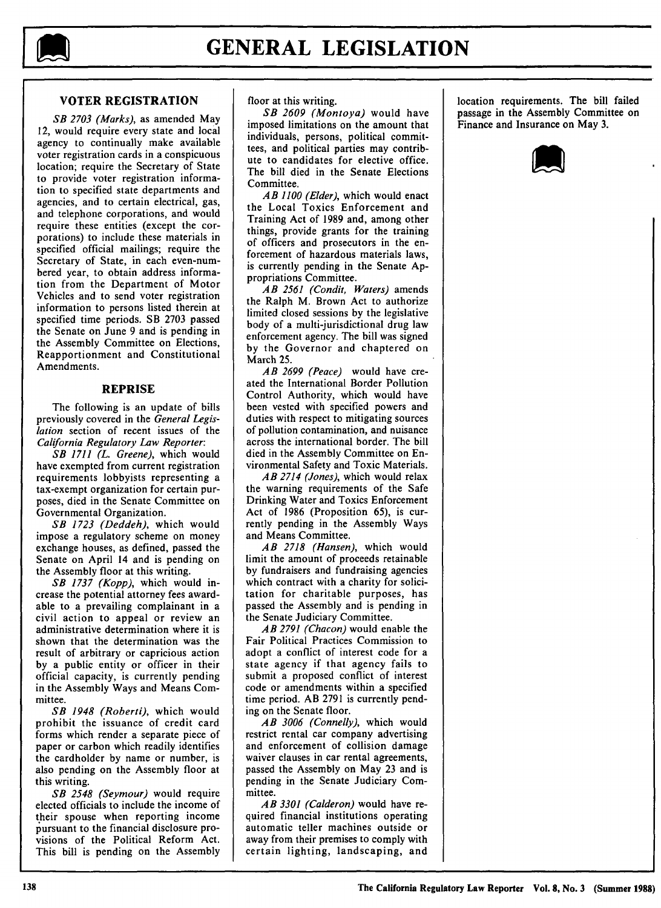# GENERAL LEGISLATION

### VOTER REGISTRATION

*SB 2703 (Marks)*, as amended May 12, would require every state and local agency to continually make available voter registration cards in a conspicuous location; require the Secretary of State to provide voter registration information to specified state departments and agencies, and to certain electrical, gas, and telephone corporations, and would require these entities (except the corporations) to include these materials in specified official mailings; require the Secretary of State, in each even-numbered year, to obtain address information from the Department of Motor Vehicles and to send voter registration information to persons listed therein at specified time periods. SB 2703 passed the Senate on June 9 and is pending in the Assembly Committee on Elections, Reapportionment and Constitutional Amendments.

### REPRISE

The following is an update of bills previously covered in the *General Legislation* section of recent issues of the *California Regulatory Law Reporter*:

*SB 1711 (L. Greene)*, which would have exempted from current registration requirements lobbyists representing a tax-exempt organization for certain purposes, died in the Senate Committee on Governmental Organization.

*SB 1723 (Deddeh)*, which would impose a regulatory scheme on money exchange houses, as defined, passed the Senate on April 14 and is pending on the Assembly floor at this writing.

*SB 1737 (Kopp)*, which would increase the potential attorney fees awardable to a prevailing complainant in a civil action to appeal or review an administrative determination where it is shown that the determination was the result of arbitrary or capricious action by a public entity or officer in their official capacity, is currently pending in the Assembly Ways and Means Committee.

*SB 1948 (Roberti)*, which would prohibit the issuance of credit card forms which render a separate piece of paper or carbon which readily identifies the cardholder by name or number, is also pending on the Assembly floor at this writing.

*SB 2548 (Seymour)* would require elected officials to include the income of their spouse when reporting income pursuant to the financial disclosure provisions of the Political Reform Act. This bill is pending on the Assembly floor at this writing.

*SB 2609 (Montoya)* would have imposed limitations on the amount that individuals, persons, political committees, and political parties may contribute to candidates for elective office. The bill died in the Senate Elections Committee.

*AB 1100 (Elder)*, which would enact the Local Toxics Enforcement and Training Act of 1989 and, among other things, provide grants for the training of officers and prosecutors in the enforcement of hazardous materials laws, is currently pending in the Senate Appropriations Committee.

*AB 2561 (Condit, Waters)* amends the Ralph M. Brown Act to authorize limited closed sessions by the legislative body of a multi-jurisdictional drug law enforcement agency. The bill was signed by the Governor and chaptered on March 25.

*AB 2699 (Peace)* would have created the International Border Pollution Control Authority, which would have been vested with specified powers and duties with respect to mitigating sources of pollution contamination, and nuisance across the international border. The bill died in the Assembly Committee on Environmental Safety and Toxic Materials.

*AB 2714 (Jones)*, which would relax the warning requirements of the Safe Drinking Water and Toxics Enforcement Act of 1986 (Proposition 65), is currently pending in the Assembly Ways and Means Committee.

*AB 2718 (Hansen)*, which would limit the amount of proceeds retainable by fundraisers and fundraising agencies which contract with a charity for solicitation for charitable purposes, has passed the Assembly and is pending in the Senate Judiciary Committee.

*AB 2791 (Chacon)* would enable the Fair Political Practices Commission to adopt a conflict of interest code for a state agency if that agency fails to submit a proposed conflict of interest code or amendments within a specified time period. AB 2791 is currently pending on the Senate floor.

*AB 3006 (Connelly)*, which would restrict rental car company advertising and enforcement of collision damage waiver clauses in car rental agreements, passed the Assembly on May 23 and is pending in the Senate Judiciary Committee.

*AB 3301 (Calderon)* would have required financial institutions operating automatic teller machines outside or away from their premises to comply with certain lighting, landscaping, and location requirements. The bill failed passage in the Assembly Committee on Finance and Insurance on May 3.